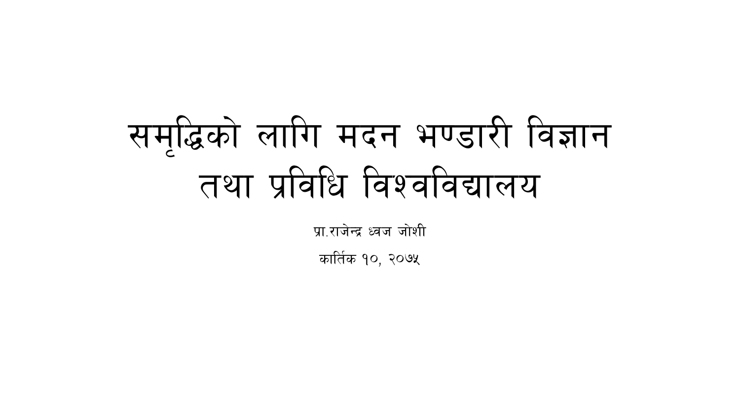# समृद्धिको लागि मदन भण्डारी विज्ञान तथा प्रविधि विश्वविद्यालय

प्रा.राजेन्द्र ध्वज जोशी

कार्तिक १०, २०७५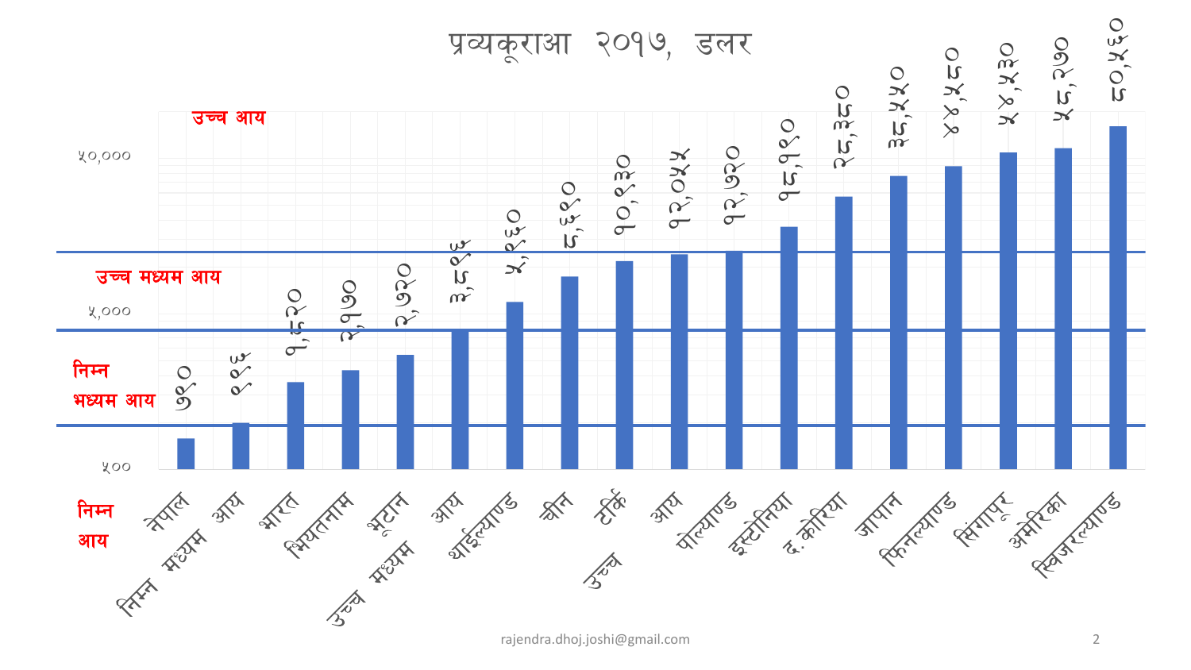# प्रव्यकूराआ २०१७, डलर

| देश / आय समूह | डलर |
|---|---|
| नेपाल | ७९० |
| निम्न मध्यम आय | ९९६ |
| भारत | १,८२० |
| भियतनाम | २,१७० |
| भूटान | २,७२० |
| उच्च मध्यम आय | ३,८९६ |
| थाईल्याण्ड | ५,९६० |
| चीन | ८,६९० |
| टर्कि | १०,९३० |
| उच्च आय | १२,०५५ |
| पोल्याण्ड | १२,७१० |
| इस्टोनिया | १८,१९० |
| द. कोरिया | २८,३८० |
| जापान | ३८,५५० |
| फिनल्याण्ड | ४४,५८० |
| सिंगापूर | ५४,५३० |
| अमेरिका | ५८,२७० |
| स्विजरल्याण्ड | ८०,५६० |

आय समूह: निम्न आय, निम्न मध्यम आय, उच्च मध्यम आय, उच्च आय

अक्ष: ५०० · ५,००० · ५०,०००

rajendra.dhoj.joshi@gmail.com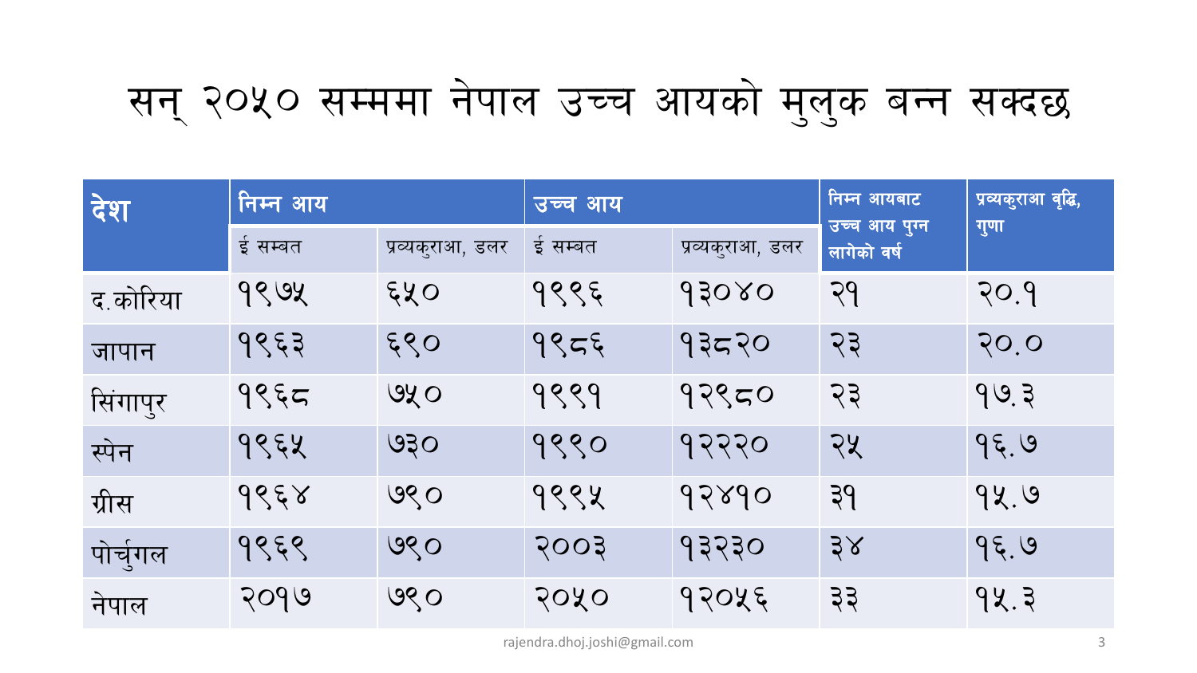# सन् २०५० सम्ममा नेपाल उच्च आयको मुलुक बन्न सक्दछ

| देश | निम्न आय | | उच्च आय | | निम्न आयबाट उच्च आय पुग्न लागेको वर्ष | प्रव्यकुराआ वृद्धि, गुणा |
|---|---|---|---|---|---|---|
| | ई सम्बत | प्रव्यकुराआ, डलर | ई सम्बत | प्रव्यकुराआ, डलर | | |
| द.कोरिया | १९७५ | ६५० | १९९६ | १३०४० | २१ | २०.१ |
| जापान | १९६३ | ६९० | १९८६ | १३८२० | २३ | २०.० |
| सिंगापुर | १९६८ | ७५० | १९९१ | १२९८० | २३ | १७.३ |
| स्पेन | १९६५ | ७३० | १९९० | १२२२० | २५ | १६.७ |
| ग्रीस | १९६४ | ७९० | १९९५ | १२४१० | ३१ | १५.७ |
| पोर्चुगल | १९६९ | ७९० | २००३ | १३२३० | ३४ | १६.७ |
| नेपाल | २०१७ | ७९० | २०५० | १२०५६ | ३३ | १५.३ |

rajendra.dhoj.joshi@gmail.com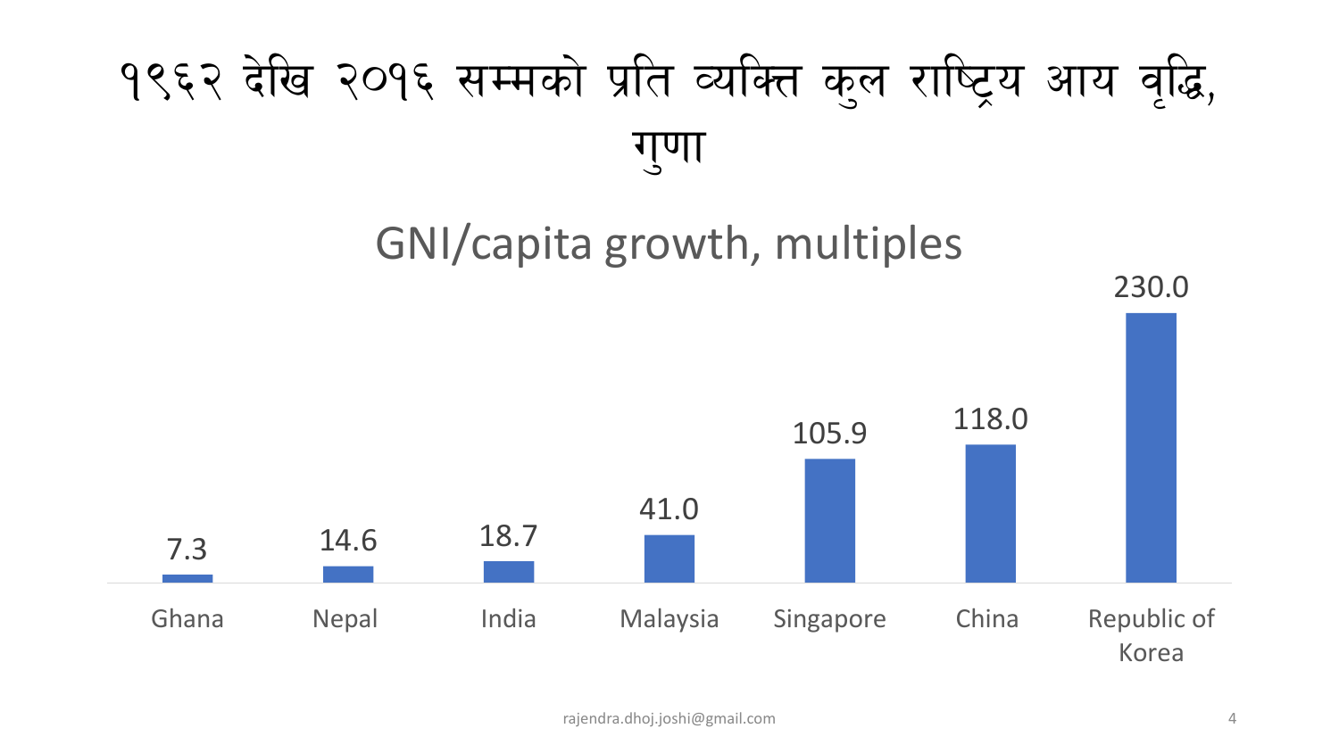# १९६२ देखि २०१६ सम्मको प्रति व्यक्ति कुल राष्ट्रिय आय वृद्धि, गुणा

## GNI/capita growth, multiples

| Country | GNI/capita growth, multiples |
|---|---|
| Ghana | 7.3 |
| Nepal | 14.6 |
| India | 18.7 |
| Malaysia | 41.0 |
| Singapore | 105.9 |
| China | 118.0 |
| Republic of Korea | 230.0 |

rajendra.dhoj.joshi@gmail.com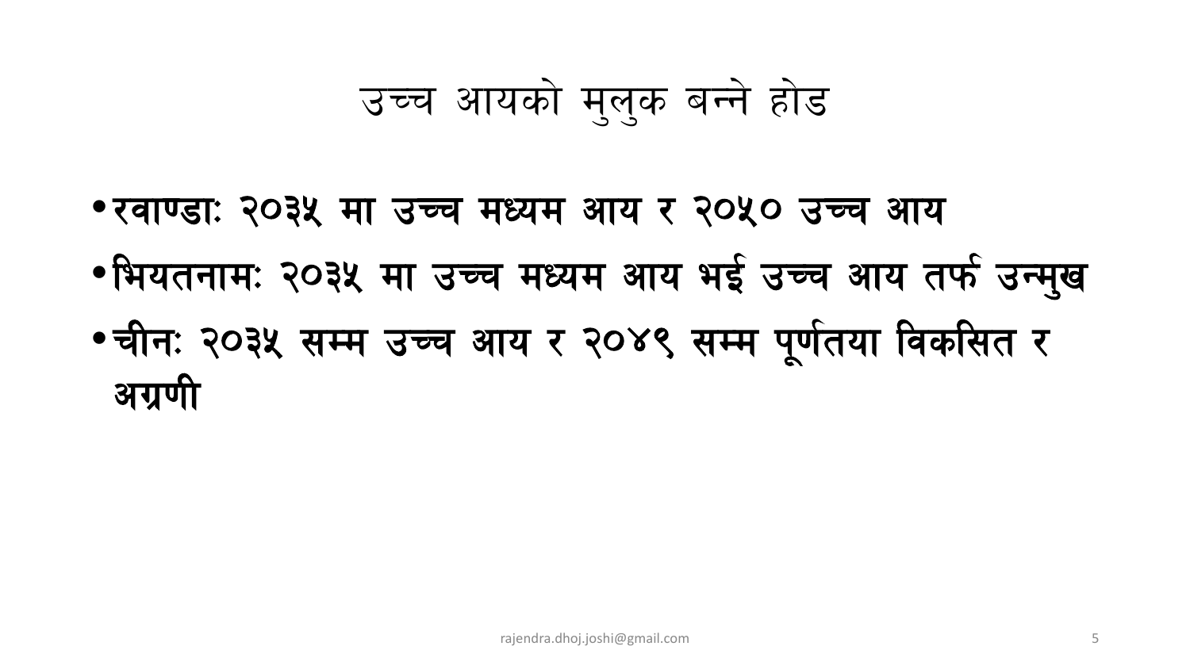# उच्च आयको मुलुक बन्ने होड

- रवाण्डाः २०३५ मा उच्च मध्यम आय र २०५० उच्च आय
- भियतनामः २०३५ मा उच्च मध्यम आय भई उच्च आय तर्फ उन्मुख
- चीनः २०३५ सम्म उच्च आय र २०४९ सम्म पूर्णतया विकसित र अग्रणी

rajendra.dhoj.joshi@gmail.com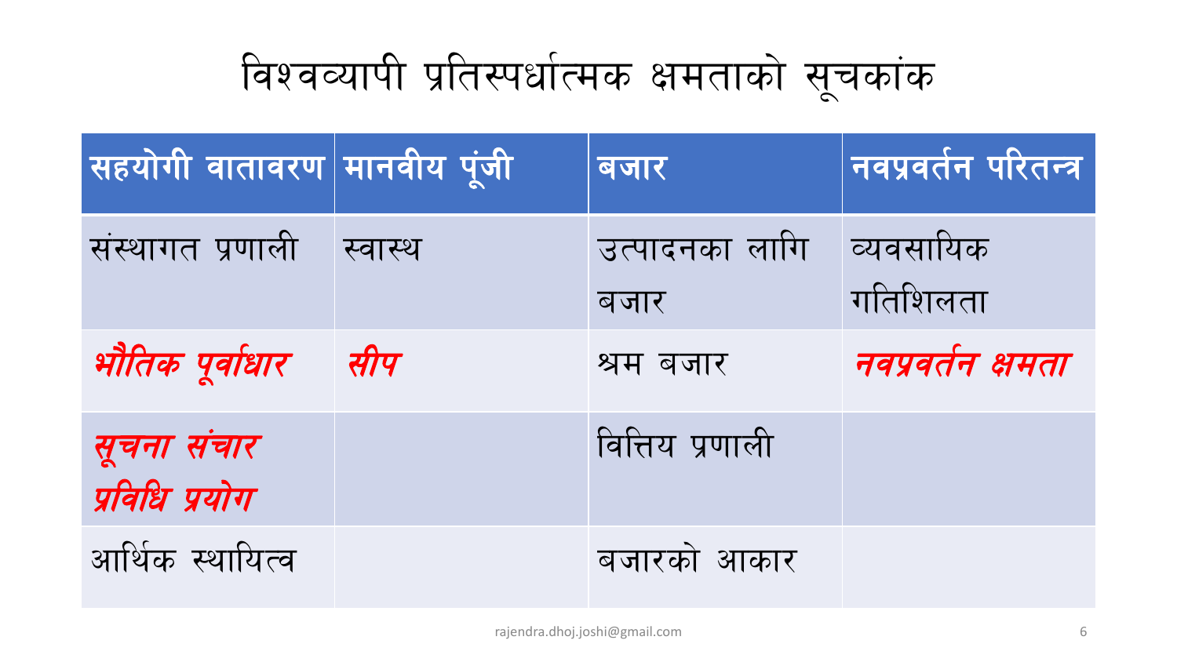# विश्वव्यापी प्रतिस्पर्धात्मक क्षमताको सूचकांक

| सहयोगी वातावरण | मानवीय पूंजी | बजार | नवप्रवर्तन परितन्त्र |
|---|---|---|---|
| संस्थागत प्रणाली | स्वास्थ | उत्पादनका लागि बजार | व्यवसायिक गतिशिलता |
| *भौतिक पूर्वाधार* | *सीप* | श्रम बजार | *नवप्रवर्तन क्षमता* |
| *सूचना संचार प्रविधि प्रयोग* | | वित्तिय प्रणाली | |
| आर्थिक स्थायित्व | | बजारको आकार | |

rajendra.dhoj.joshi@gmail.com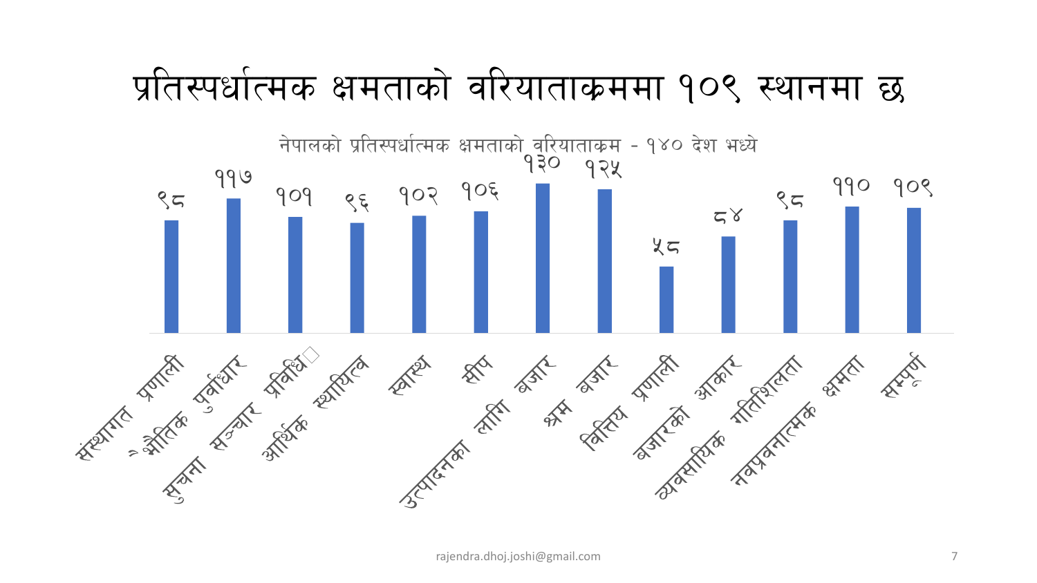# प्रतिस्पर्धात्मक क्षमताको वरियाताक्रममा १०९ स्थानमा छ

नेपालको प्रतिस्पर्धात्मक क्षमताको वरियाताक्रम - १४० देश मध्ये

| सूचक | स्थान |
|---|---|
| संस्थागत प्रणाली | ९८ |
| भौतिक पुर्वाधार | ११७ |
| सुचना सञ्चार प्रविधि | १०१ |
| आर्थिक स्थायित्व | ९६ |
| स्वास्थ | १०२ |
| सीप | १०६ |
| उत्पादनका लागि बजार | १३० |
| श्रम बजार | १२५ |
| वित्तिय प्रणाली | ५८ |
| बजारको आकार | ८४ |
| व्यवसायिक गतिशिलता | ९८ |
| नवप्रवर्तनात्मक क्षमता | ११० |
| सम्पूर्ण | १०९ |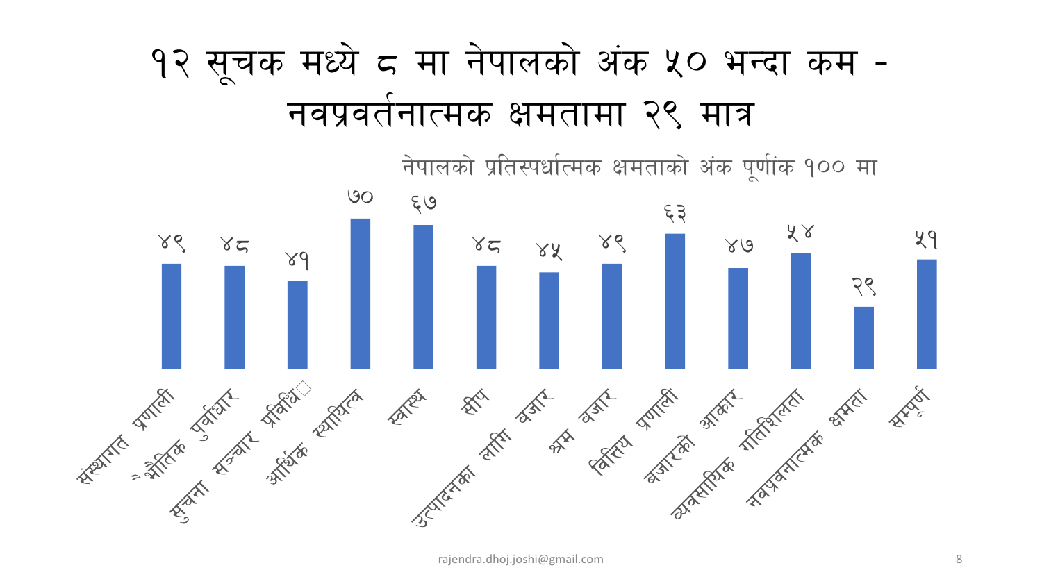# १२ सूचक मध्ये ८ मा नेपालको अंक ५० भन्दा कम - नवप्रवर्तनात्मक क्षमतामा २९ मात्र

नेपालको प्रतिस्पर्धात्मक क्षमताको अंक पूर्णांक १०० मा

| सूचक | अंक |
|---|---|
| संस्थागत प्रणाली | ४९ |
| भौतिक पुर्वाधार | ४८ |
| सुचना सञ्चार प्रविधि | ४१ |
| आर्थिक स्थायित्व | ७० |
| स्वास्थ्य | ६७ |
| सीप | ४८ |
| उत्पादनका लागि बजार | ४५ |
| श्रम बजार | ४९ |
| वित्तिय प्रणाली | ६३ |
| बजारको आकार | ४७ |
| व्यवसायिक गतिशिलता | ५४ |
| नवप्रवनात्मक क्षमता | २९ |
| सम्पूर्ण | ५१ |

rajendra.dhoj.joshi@gmail.com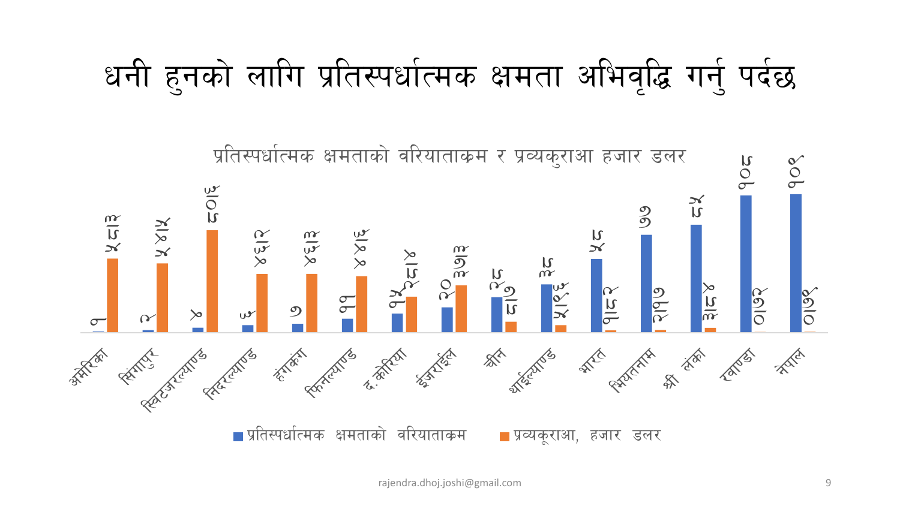# धनी हुनको लागि प्रतिस्पर्धात्मक क्षमता अभिवृद्धि गर्नु पर्दछ

**प्रतिस्पर्धात्मक क्षमताको वरियाताक्रम र प्रव्यकुराआ हजार डलर**

| देश | प्रतिस्पर्धात्मक क्षमताको वरियाताक्रम | प्रव्यकूराआ, हजार डलर |
|---|---|---|
| अमेरिका | १ | ५८।३ |
| सिंगापुर | २ | ५४।५ |
| स्विटजरल्याण्ड | ४ | ८०।६ |
| निदरल्याण्ड | ६ | ४५।२ |
| हंगकंग | ७ | ४६।३ |
| फिनल्याण्ड | ११ | ४४।६ |
| द.कोरिया | १५ | २८।४ |
| ईजरार्ईल | २० | ३७।३ |
| चीन | २८ | ८।७ |
| थार्ईल्याण्ड | ३८ | ५।९६ |
| भारत | ५८ | १।८२ |
| भियतनाम | ७७ | २।१७ |
| श्री लंका | ८५ | ३।८४ |
| रवाण्डा | १०८ | ०।७२ |
| नेपाल | १०९ | ०।७९ |

■ प्रतिस्पर्धात्मक क्षमताको वरियाताक्रम ■ प्रव्यकूराआ, हजार डलर

rajendra.dhoj.joshi@gmail.com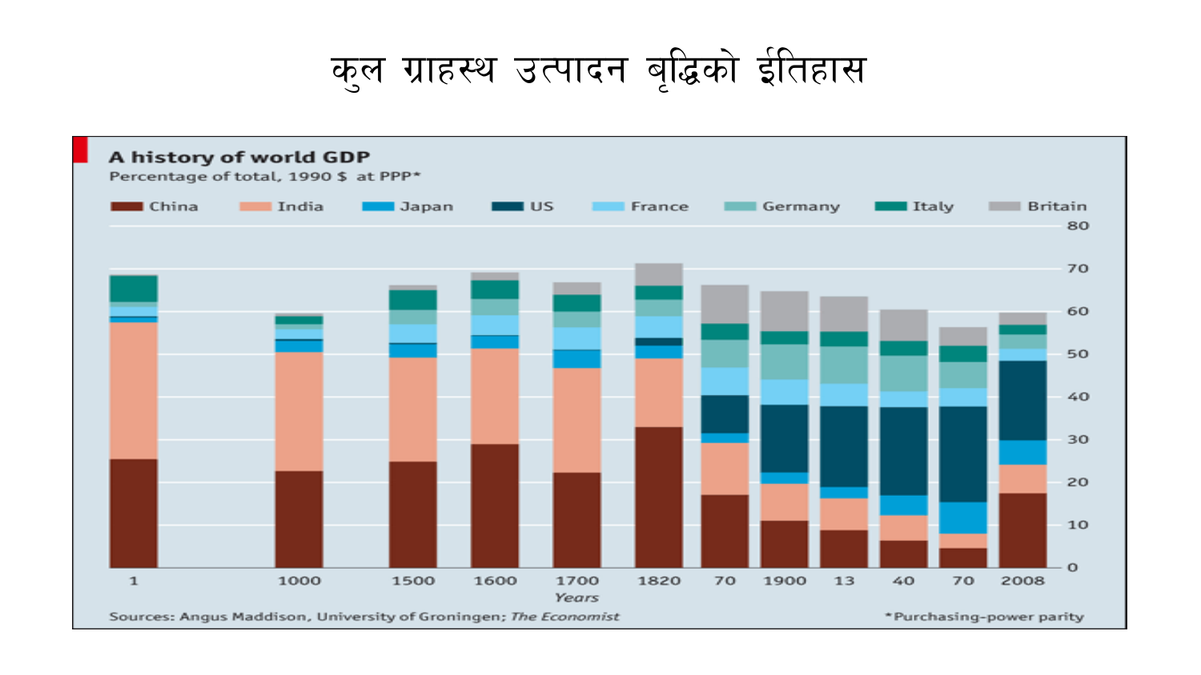# कुल ग्राहस्थ उत्पादन बृद्धिको ईतिहास

**A history of world GDP**

Percentage of total, 1990 $ at PPP*

China | India | Japan | US | France | Germany | Italy | Britain

Years: 1, 1000, 1500, 1600, 1700, 1820, 70, 1900, 13, 40, 70, 2008

Sources: Angus Maddison, University of Groningen; *The Economist*

*Purchasing-power parity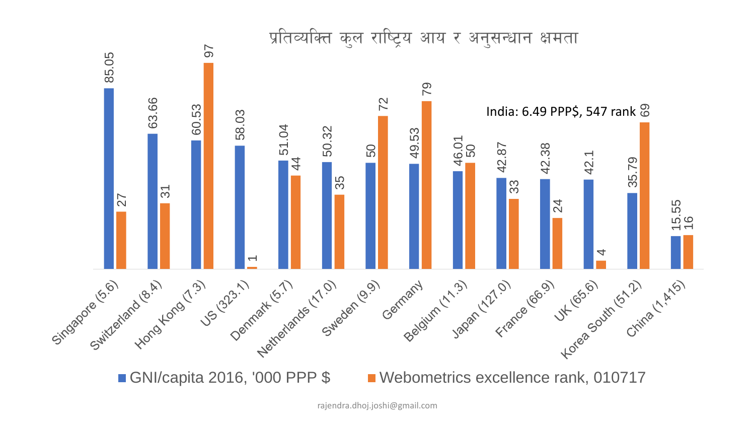# प्रतिव्यक्ति कुल राष्ट्रिय आय र अनुसन्धान क्षमता

| Country | GNI/capita 2016, '000 PPP $ | Webometrics excellence rank, 010717 |
|---|---|---|
| Singapore (5.6) | 85.05 | 27 |
| Switzerland (8.4) | 63.66 | 31 |
| Hong Kong (7.3) | 60.53 | 97 |
| US (323.1) | 58.03 | 1 |
| Denmark (5.7) | 51.04 | 44 |
| Netherlands (17.0) | 50.32 | 35 |
| Sweden (9.9) | 50 | 72 |
| Germany | 49.53 | 79 |
| Belgium (11.3) | 46.01 | 50 |
| Japan (127.0) | 42.87 | 33 |
| France (66.9) | 42.38 | 24 |
| UK (65.6) | 42.1 | 4 |
| Korea South (51.2) | 35.79 | 69 |
| China (1,415) | 15.55 | 16 |

India: 6.49 PPP$, 547 rank

rajendra.dhoj.joshi@gmail.com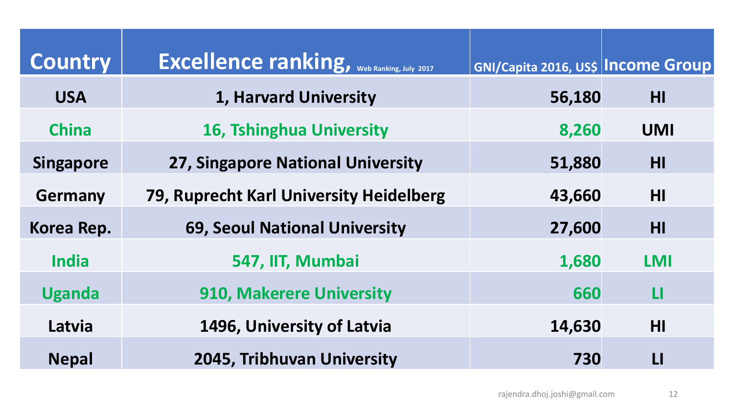| Country | Excellence ranking, Web Ranking, July 2017 | GNI/Capita 2016, US$ | Income Group |
|---|---|---|---|
| USA | 1, Harvard University | 56,180 | HI |
| China | 16, Tshinghua University | 8,260 | UMI |
| Singapore | 27, Singapore National University | 51,880 | HI |
| Germany | 79, Ruprecht Karl University Heidelberg | 43,660 | HI |
| Korea Rep. | 69, Seoul National University | 27,600 | HI |
| India | 547, IIT, Mumbai | 1,680 | LMI |
| Uganda | 910, Makerere University | 660 | LI |
| Latvia | 1496, University of Latvia | 14,630 | HI |
| Nepal | 2045, Tribhuvan University | 730 | LI |

rajendra.dhoj.joshi@gmail.com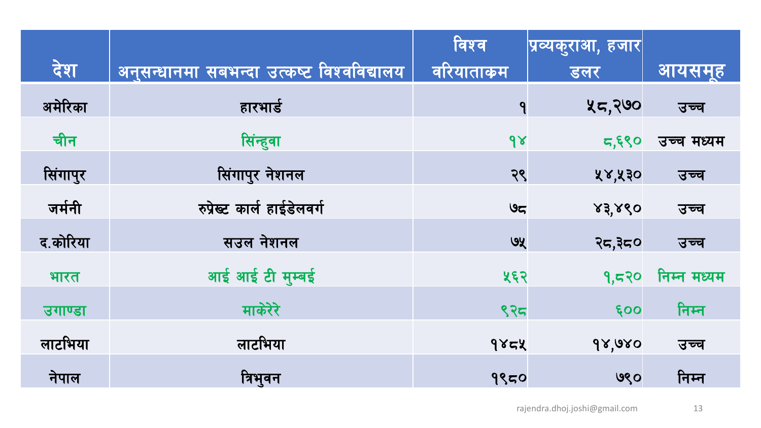| देश | अनुसन्धानमा सबभन्दा उत्कष्ट विश्वविद्यालय | विश्व वरियाताक्रम | प्रव्यकुराआ, हजार डलर | आयसमूह |
|---|---|---|---|---|
| अमेरिका | हारभार्ड | १ | ५८,२७० | उच्च |
| चीन | सिंन्हुवा | १४ | ८,६९० | उच्च मध्यम |
| सिंगापुर | सिंगापुर नेशनल | २९ | ५४,५३० | उच्च |
| जर्मनी | रुप्रेख्ट कार्ल हाईडेलवर्ग | ७८ | ४३,४९० | उच्च |
| द.कोरिया | सउल नेशनल | ७५ | २८,३८० | उच्च |
| भारत | आई आई टी मुम्बई | ५६२ | १,८२० | निम्न मध्यम |
| उगाण्डा | माकेरेरे | ९२८ | ६०० | निम्न |
| लाटभिया | लाटभिया | १४८५ | १४,७४० | उच्च |
| नेपाल | त्रिभुवन | १९८० | ७९० | निम्न |

rajendra.dhoj.joshi@gmail.com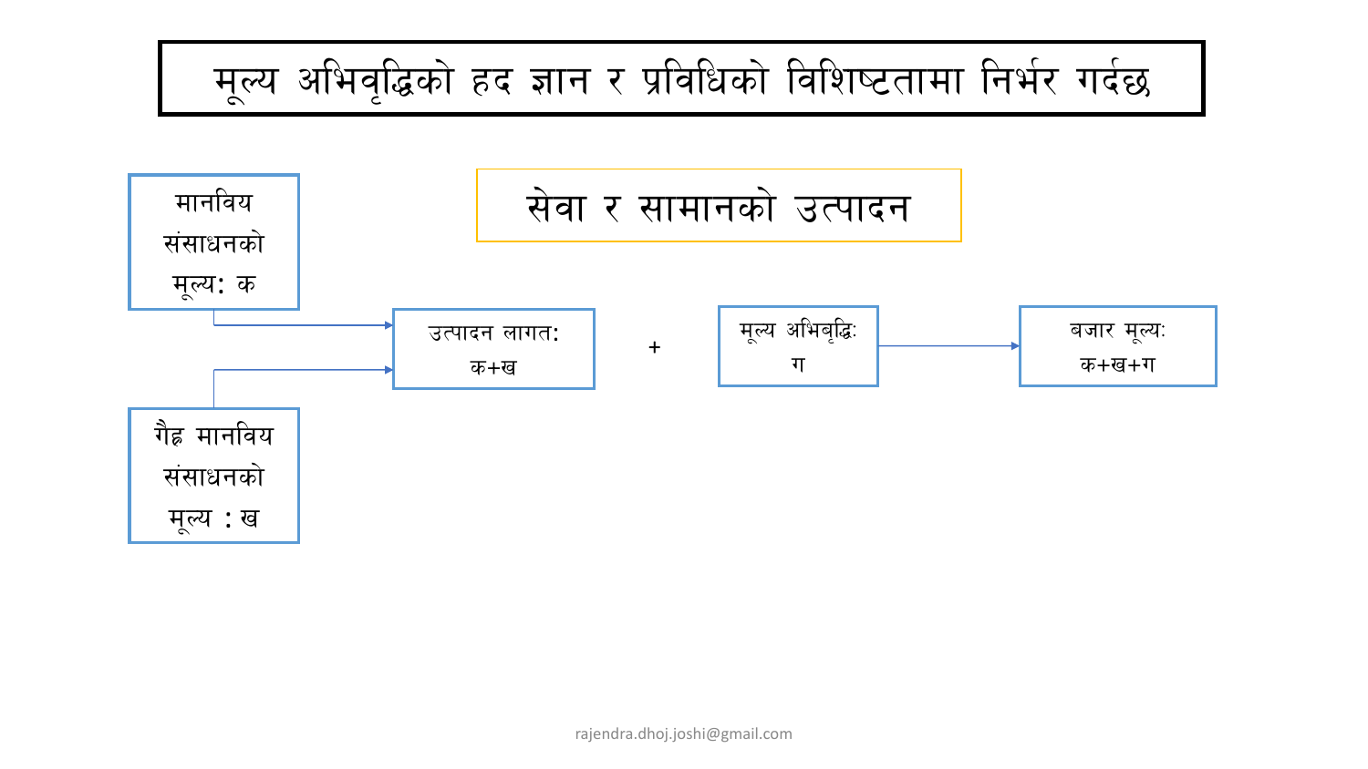# मूल्य अभिवृद्धिको हद ज्ञान र प्रविधिको विशिष्टतामा निर्भर गर्दछ

## सेवा र सामानको उत्पादन

मानविय संसाधनको मूल्य: क

गैह्र मानविय संसाधनको मूल्य : ख

उत्पादन लागत: क+ख

+

मूल्य अभिबृद्धिः ग

बजार मूल्यः क+ख+ग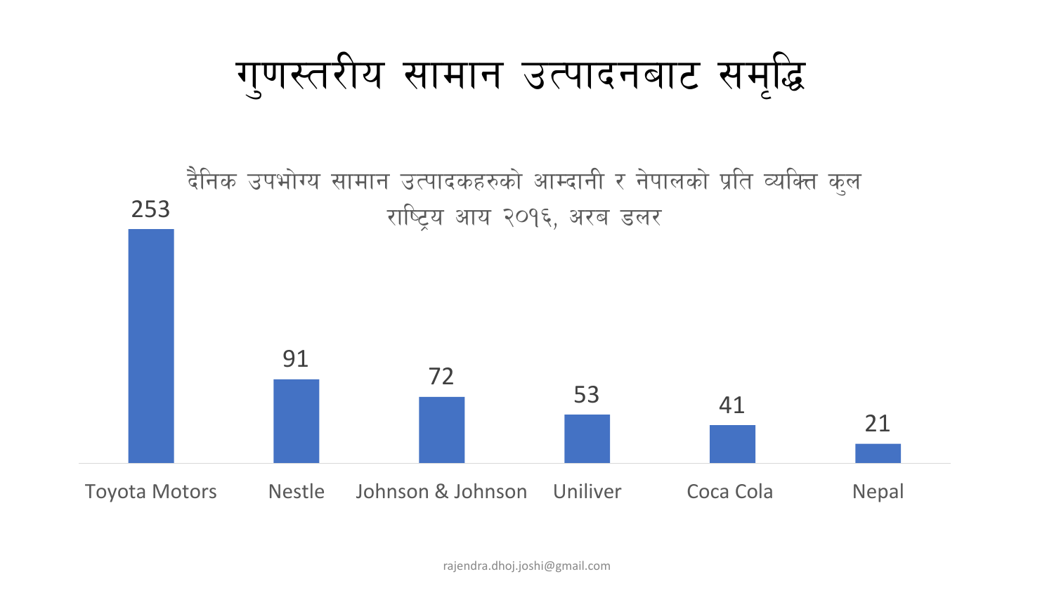# गुणस्तरीय सामान उत्पादनबाट समृद्धि

दैनिक उपभोग्य सामान उत्पादकहरुको आम्दानी र नेपालको प्रति व्यक्ति कुल राष्ट्रिय आय २०१६, अरब डलर

| | |
|---|---|
| Toyota Motors | 253 |
| Nestle | 91 |
| Johnson & Johnson | 72 |
| Uniliver | 53 |
| Coca Cola | 41 |
| Nepal | 21 |

rajendra.dhoj.joshi@gmail.com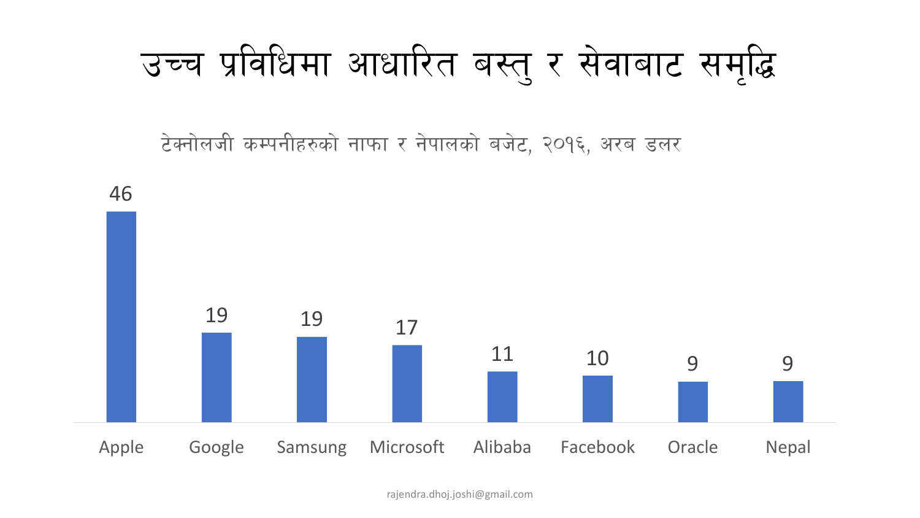# उच्च प्रविधिमा आधारित बस्तु र सेवाबाट समृद्धि

टेक्नोलजी कम्पनीहरुको नाफा र नेपालको बजेट, २०१६, अरब डलर

| Apple | Google | Samsung | Microsoft | Alibaba | Facebook | Oracle | Nepal |
|---|---|---|---|---|---|---|---|
| 46 | 19 | 19 | 17 | 11 | 10 | 9 | 9 |

rajendra.dhoj.joshi@gmail.com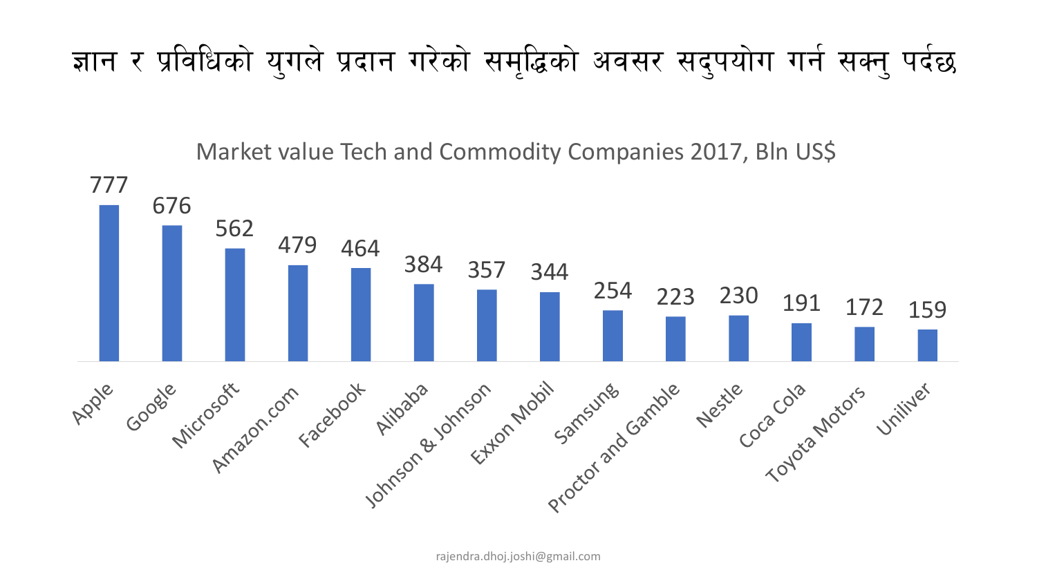# ज्ञान र प्रविधिको युगले प्रदान गरेको समृद्धिको अवसर सदुपयोग गर्न सक्नु पर्दछ

Market value Tech and Commodity Companies 2017, Bln US$

| Company | Market value (Bln US$) |
|---|---|
| Apple | 777 |
| Google | 676 |
| Microsoft | 562 |
| Amazon.com | 479 |
| Facebook | 464 |
| Alibaba | 384 |
| Johnson & Johnson | 357 |
| Exxon Mobil | 344 |
| Samsung | 254 |
| Proctor and Gamble | 223 |
| Nestle | 230 |
| Coca Cola | 191 |
| Toyota Motors | 172 |
| Uniliver | 159 |

rajendra.dhoj.joshi@gmail.com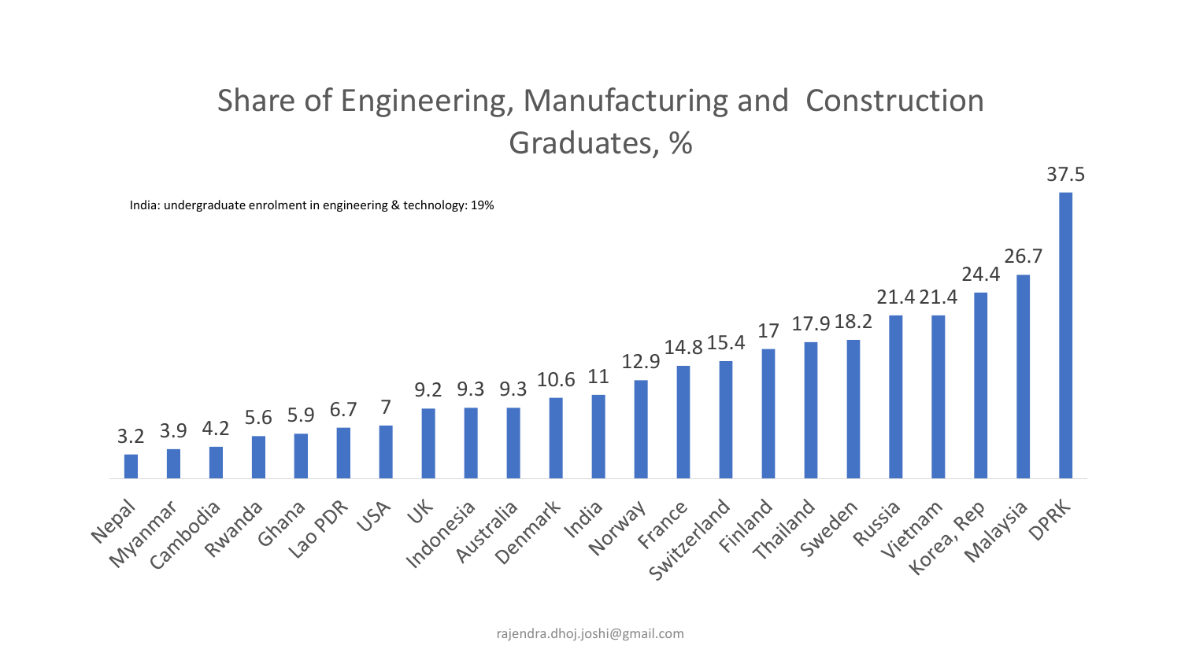# Share of Engineering, Manufacturing and Construction Graduates, %

India: undergraduate enrolment in engineering & technology: 19%

| Country | % |
|---|---|
| Nepal | 3.2 |
| Myanmar | 3.9 |
| Cambodia | 4.2 |
| Rwanda | 5.6 |
| Ghana | 5.9 |
| Lao PDR | 6.7 |
| USA | 7 |
| UK | 9.2 |
| Indonesia | 9.3 |
| Australia | 9.3 |
| Denmark | 10.6 |
| India | 11 |
| Norway | 12.9 |
| France | 14.8 |
| Switzerland | 15.4 |
| Finland | 17 |
| Thailand | 17.9 |
| Sweden | 18.2 |
| Russia | 21.4 |
| Vietnam | 21.4 |
| Korea, Rep | 24.4 |
| Malaysia | 26.7 |
| DPRK | 37.5 |

rajendra.dhoj.joshi@gmail.com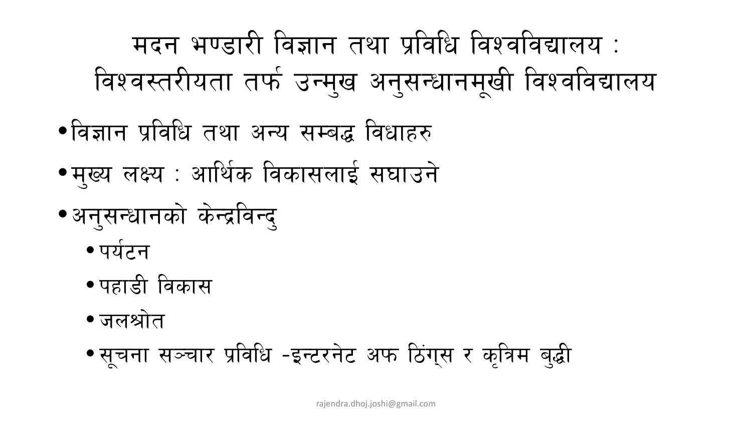# मदन भण्डारी विज्ञान तथा प्रविधि विश्वविद्यालय : विश्वस्तरीयता तर्फ उन्मुख अनुसन्धानमूखी विश्वविद्यालय

- विज्ञान प्रविधि तथा अन्य सम्बद्ध विधाहरु
- मुख्य लक्ष्य : आर्थिक विकासलाई सघाउने
- अनुसन्धानको केन्द्रविन्दु
  - पर्यटन
  - पहाडी विकास
  - जलश्रोत
  - सूचना सञ्चार प्रविधि -इन्टरनेट अफ ठिंग्स र कृत्रिम बुद्धी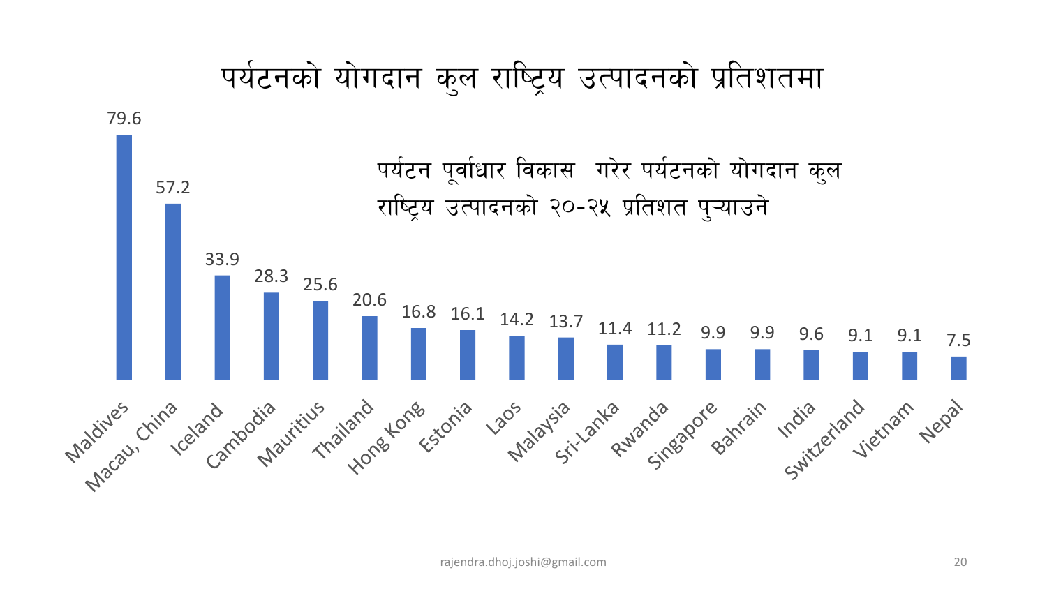# पर्यटनको योगदान कुल राष्ट्रिय उत्पादनको प्रतिशतमा

पर्यटन पूर्वाधार विकास गरेर पर्यटनको योगदान कुल राष्ट्रिय उत्पादनको २०-२५ प्रतिशत पुर्‍याउने

| Country | % |
| --- | --- |
| Maldives | 79.6 |
| Macau, China | 57.2 |
| Iceland | 33.9 |
| Cambodia | 28.3 |
| Mauritius | 25.6 |
| Thailand | 20.6 |
| Hong Kong | 16.8 |
| Estonia | 16.1 |
| Laos | 14.2 |
| Malaysia | 13.7 |
| Sri-Lanka | 11.4 |
| Rwanda | 11.2 |
| Singapore | 9.9 |
| Bahrain | 9.9 |
| India | 9.6 |
| Switzerland | 9.1 |
| Vietnam | 9.1 |
| Nepal | 7.5 |

rajendra.dhoj.joshi@gmail.com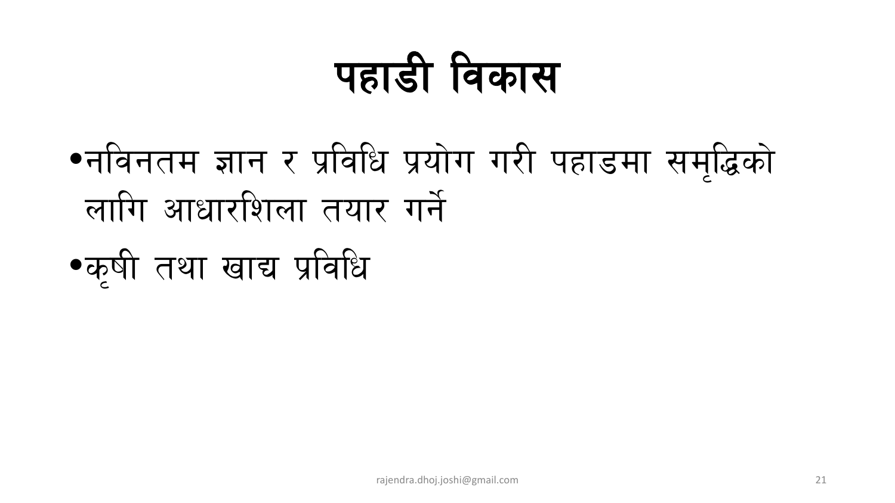# पहाडी विकास

- नविनतम ज्ञान र प्रविधि प्रयोग गरी पहाडमा समृद्धिको लागि आधारशिला तयार गर्ने
- कृषी तथा खाद्य प्रविधि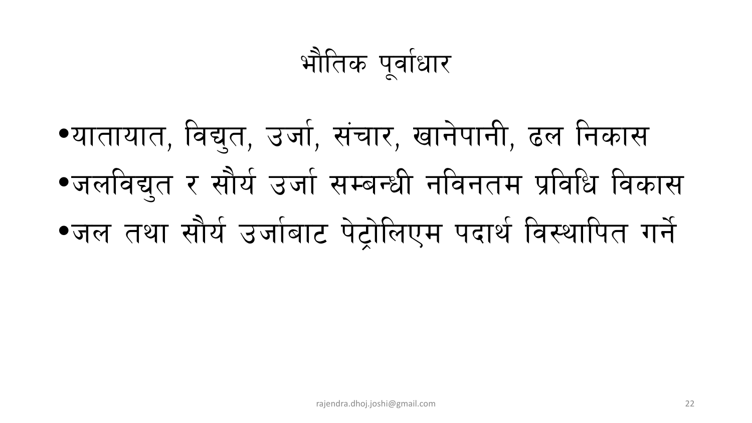# भौतिक पूर्वाधार

- यातायात, विद्युत, उर्जा, संचार, खानेपानी, ढल निकास
- जलविद्युत र सौर्य उर्जा सम्बन्धी नविनतम प्रविधि विकास
- जल तथा सौर्य उर्जाबाट पेट्रोलिएम पदार्थ विस्थापित गर्ने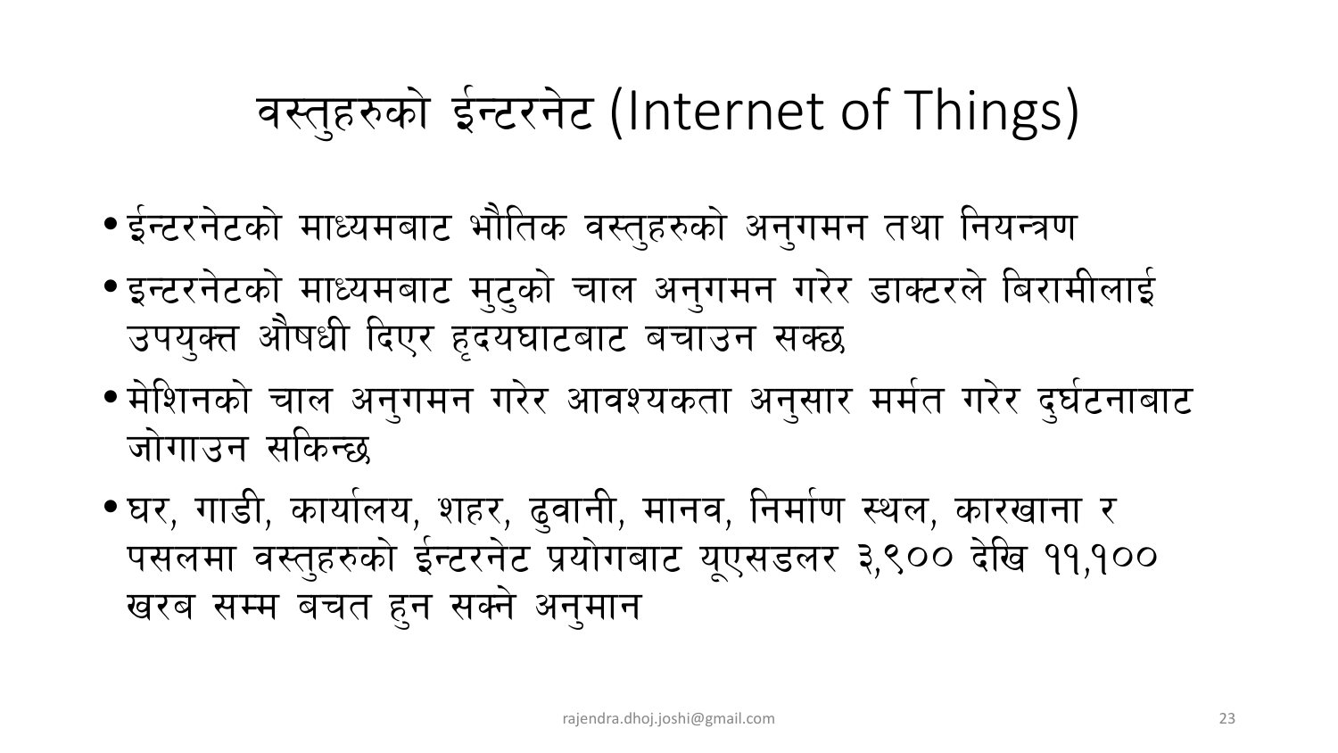# वस्तुहरुको ईन्टरनेट (Internet of Things)

- ईन्टरनेटको माध्यमबाट भौतिक वस्तुहरुको अनुगमन तथा नियन्त्रण
- इन्टरनेटको माध्यमबाट मुटुको चाल अनुगमन गरेर डाक्टरले बिरामीलाई उपयुक्त औषधी दिएर हृदयघाटबाट बचाउन सक्छ
- मेशिनको चाल अनुगमन गरेर आवश्यकता अनुसार मर्मत गरेर दुर्घटनाबाट जोगाउन सकिन्छ
- घर, गाडी, कार्यालय, शहर, ढुवानी, मानव, निर्माण स्थल, कारखाना र पसलमा वस्तुहरुको ईन्टरनेट प्रयोगबाट यूएसडलर ३,९०० देखि ११,१०० खरब सम्म बचत हुन सक्ने अनुमान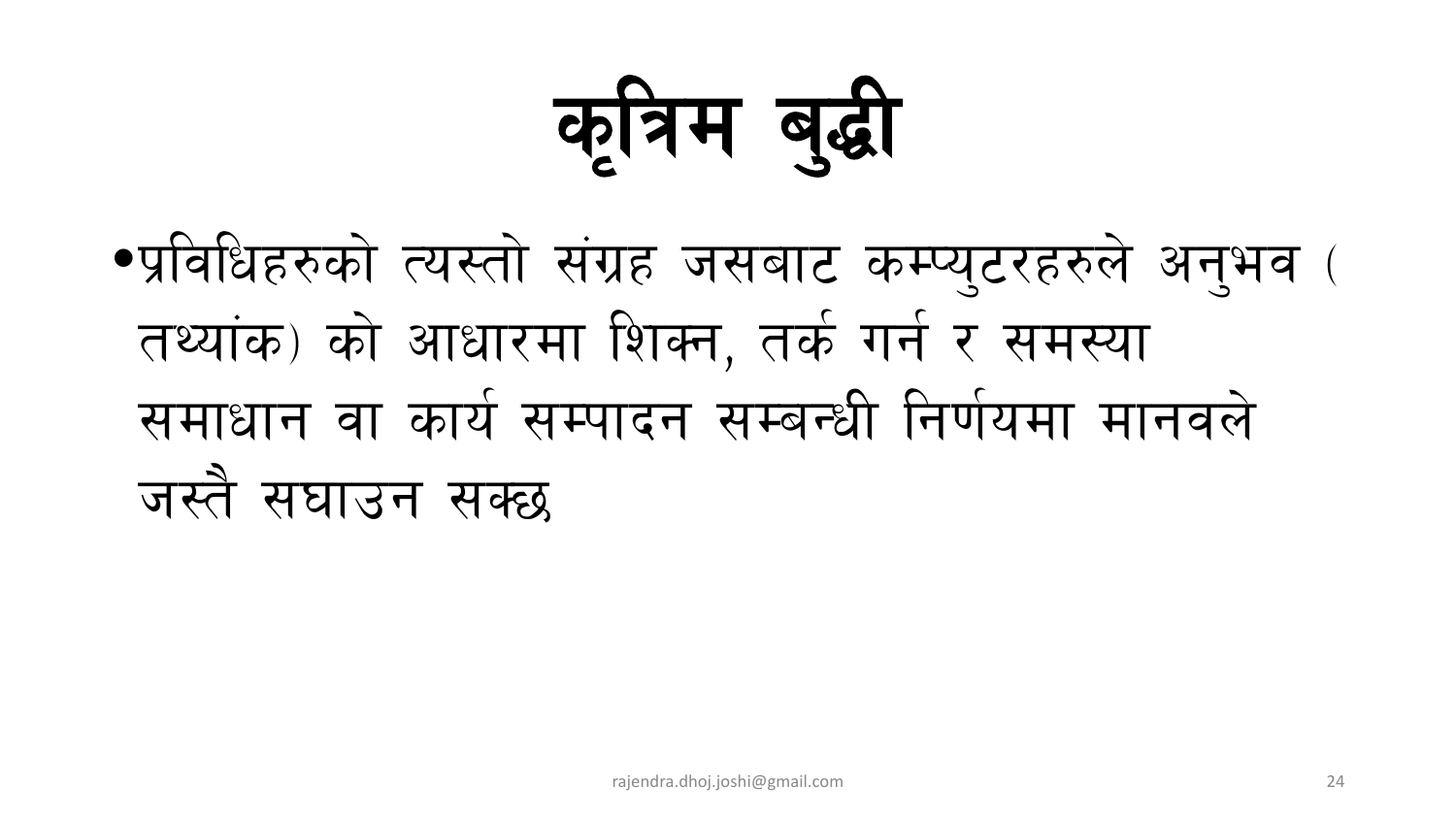# कृत्रिम बुद्धी

- प्रविधिहरुको त्यस्तो संग्रह जसबाट कम्प्युटरहरुले अनुभव ( तथ्यांक) को आधारमा शिक्न, तर्क गर्न र समस्या समाधान वा कार्य सम्पादन सम्बन्धी निर्णयमा मानवले जस्तै सघाउन सक्छ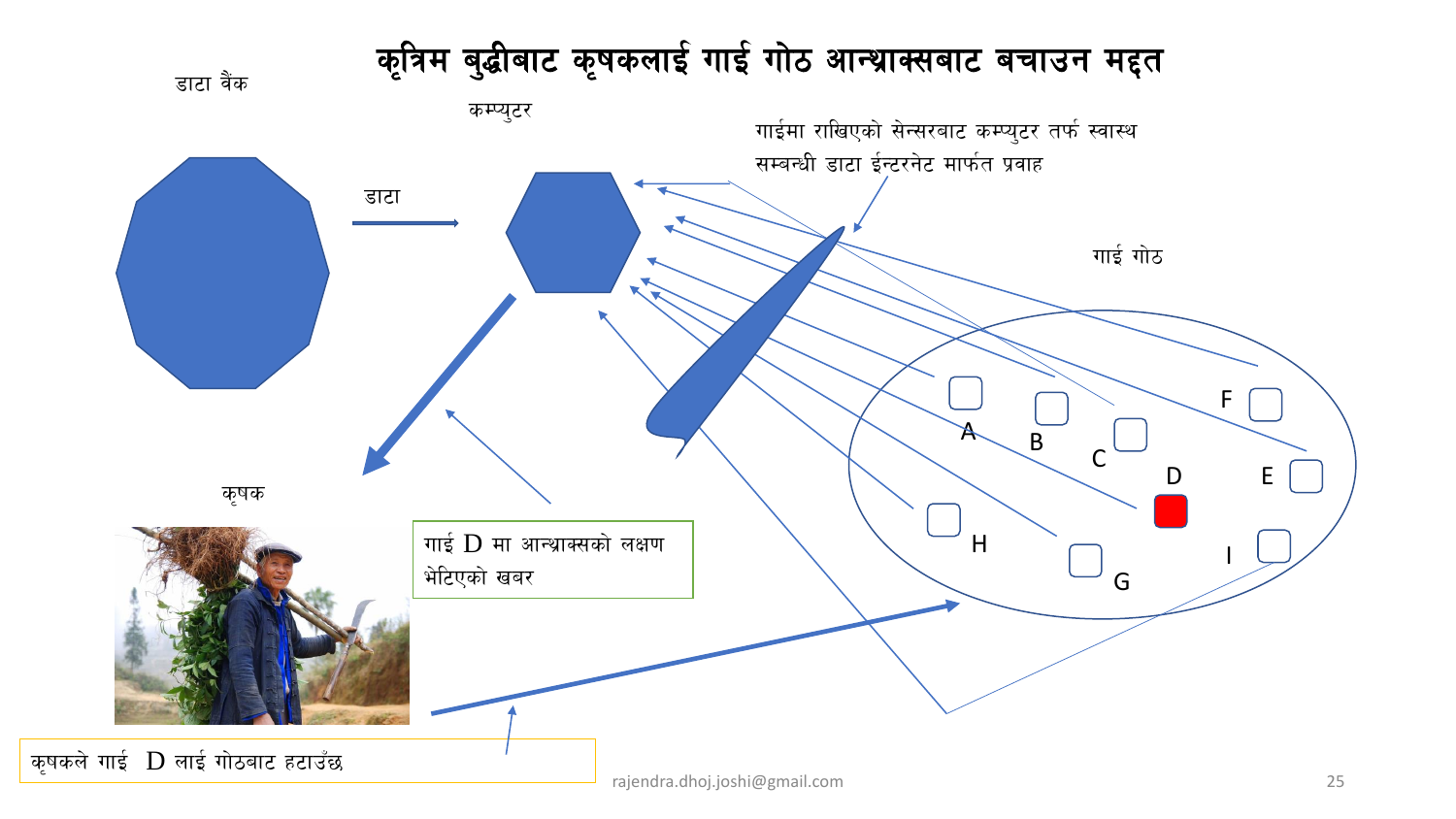# कृत्रिम बुद्धीबाट कृषकलाई गाई गोठ आन्थ्राक्सबाट बचाउन मद्दत

डाटा वैंक

कम्प्युटर

डाटा

गाईमा राखिएको सेन्सरबाट कम्प्युटर तर्फ स्वास्थ सम्बन्धी डाटा ईन्टरनेट मार्फत प्रवाह

गाई गोठ

A B C D E F G H I

कृषक

गाई D मा आन्थ्राक्सको लक्षण भेटिएको खबर

कृषकले गाई D लाई गोठबाट हटाउँछ

rajendra.dhoj.joshi@gmail.com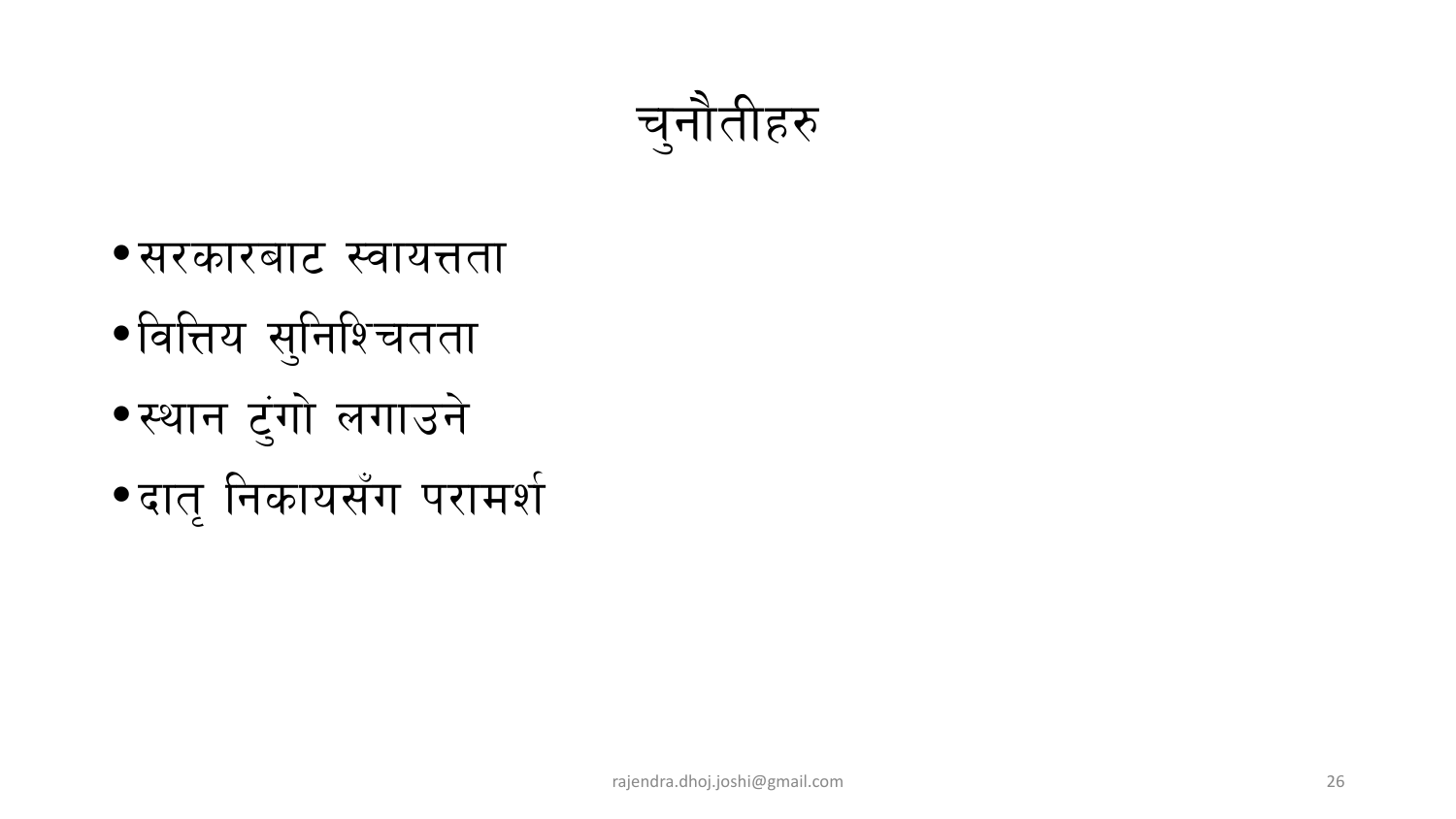# चुनौतीहरु

- सरकारबाट स्वायत्तता
- वित्तिय सुनिश्चितता
- स्थान टुंगो लगाउने
- दातृ निकायसँग परामर्श